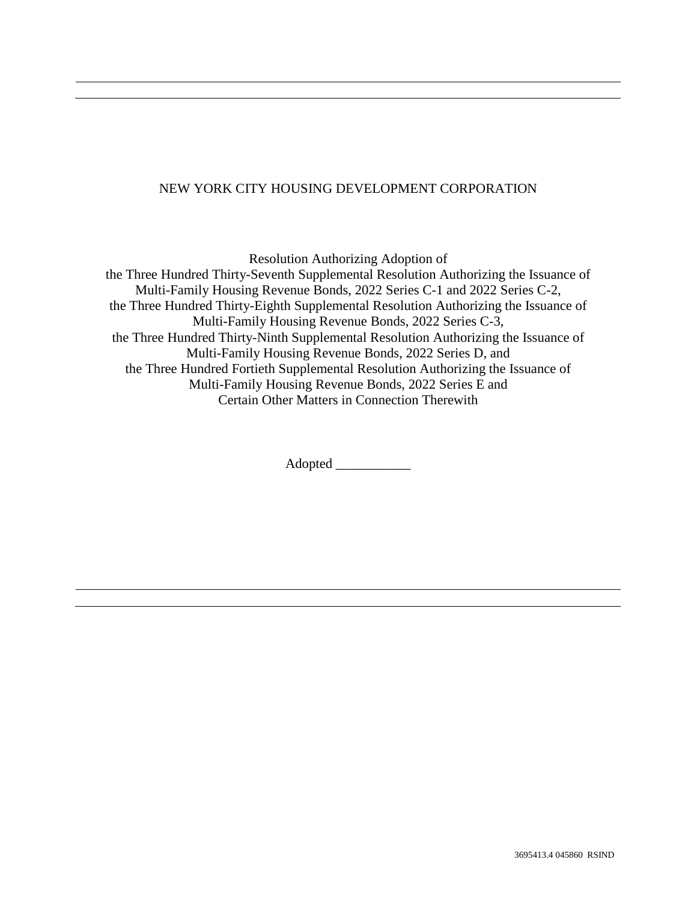# NEW YORK CITY HOUSING DEVELOPMENT CORPORATION

Resolution Authorizing Adoption of
the Three Hundred Thirty-Seventh Supplemental Resolution Authorizing the Issuance of
Multi-Family Housing Revenue Bonds, 2022 Series C-1 and 2022 Series C-2,
the Three Hundred Thirty-Eighth Supplemental Resolution Authorizing the Issuance of
Multi-Family Housing Revenue Bonds, 2022 Series C-3,
the Three Hundred Thirty-Ninth Supplemental Resolution Authorizing the Issuance of
Multi-Family Housing Revenue Bonds, 2022 Series D, and
the Three Hundred Fortieth Supplemental Resolution Authorizing the Issuance of
Multi-Family Housing Revenue Bonds, 2022 Series E and
Certain Other Matters in Connection Therewith

Adopted ___________

3695413.4 045860 RSIND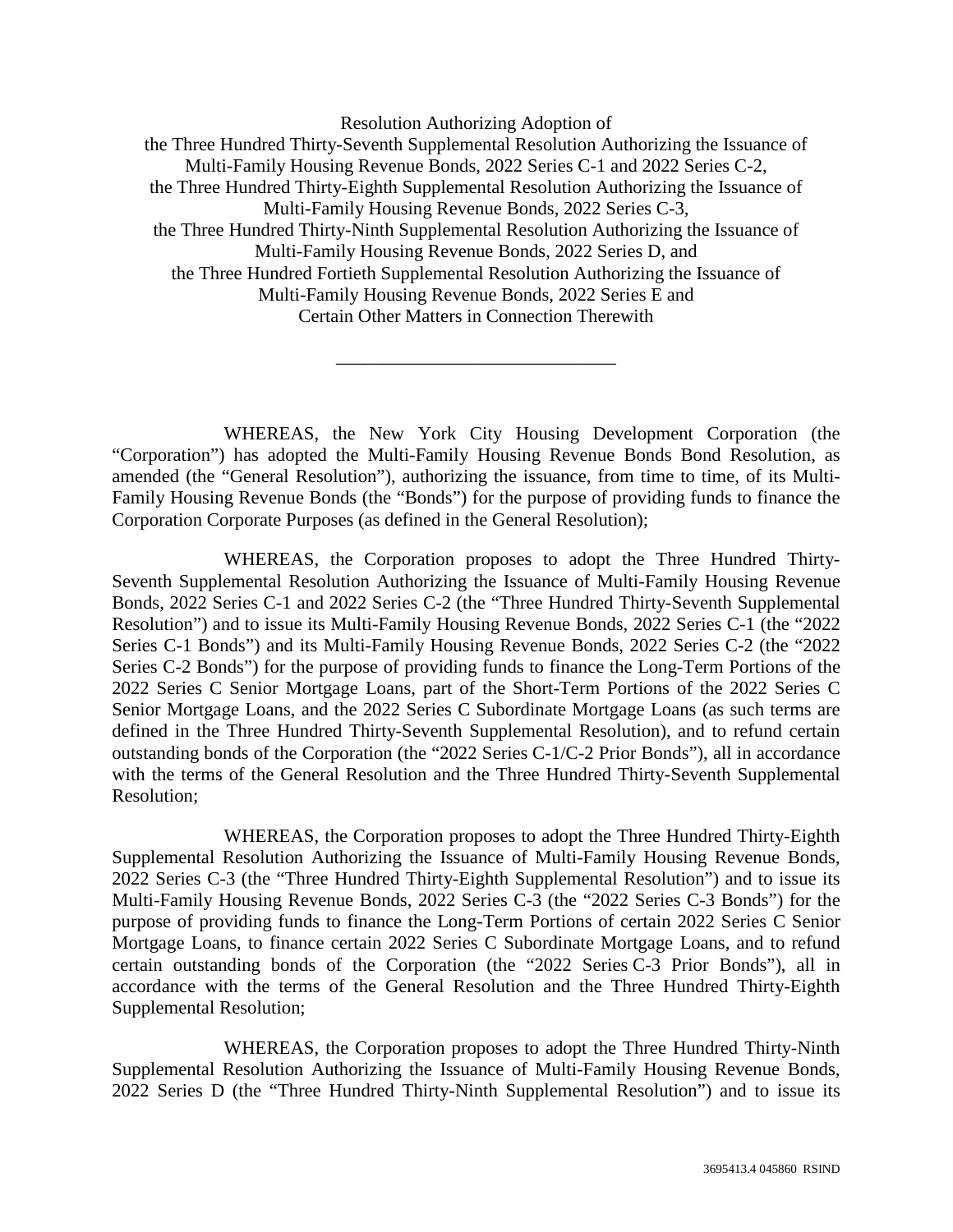Resolution Authorizing Adoption of
the Three Hundred Thirty-Seventh Supplemental Resolution Authorizing the Issuance of
Multi-Family Housing Revenue Bonds, 2022 Series C-1 and 2022 Series C-2,
the Three Hundred Thirty-Eighth Supplemental Resolution Authorizing the Issuance of
Multi-Family Housing Revenue Bonds, 2022 Series C-3,
the Three Hundred Thirty-Ninth Supplemental Resolution Authorizing the Issuance of
Multi-Family Housing Revenue Bonds, 2022 Series D, and
the Three Hundred Fortieth Supplemental Resolution Authorizing the Issuance of
Multi-Family Housing Revenue Bonds, 2022 Series E and
Certain Other Matters in Connection Therewith

---

WHEREAS, the New York City Housing Development Corporation (the "Corporation") has adopted the Multi-Family Housing Revenue Bonds Bond Resolution, as amended (the "General Resolution"), authorizing the issuance, from time to time, of its Multi-Family Housing Revenue Bonds (the "Bonds") for the purpose of providing funds to finance the Corporation Corporate Purposes (as defined in the General Resolution);

WHEREAS, the Corporation proposes to adopt the Three Hundred Thirty-Seventh Supplemental Resolution Authorizing the Issuance of Multi-Family Housing Revenue Bonds, 2022 Series C-1 and 2022 Series C-2 (the "Three Hundred Thirty-Seventh Supplemental Resolution") and to issue its Multi-Family Housing Revenue Bonds, 2022 Series C-1 (the "2022 Series C-1 Bonds") and its Multi-Family Housing Revenue Bonds, 2022 Series C-2 (the "2022 Series C-2 Bonds") for the purpose of providing funds to finance the Long-Term Portions of the 2022 Series C Senior Mortgage Loans, part of the Short-Term Portions of the 2022 Series C Senior Mortgage Loans, and the 2022 Series C Subordinate Mortgage Loans (as such terms are defined in the Three Hundred Thirty-Seventh Supplemental Resolution), and to refund certain outstanding bonds of the Corporation (the "2022 Series C-1/C-2 Prior Bonds"), all in accordance with the terms of the General Resolution and the Three Hundred Thirty-Seventh Supplemental Resolution;

WHEREAS, the Corporation proposes to adopt the Three Hundred Thirty-Eighth Supplemental Resolution Authorizing the Issuance of Multi-Family Housing Revenue Bonds, 2022 Series C-3 (the "Three Hundred Thirty-Eighth Supplemental Resolution") and to issue its Multi-Family Housing Revenue Bonds, 2022 Series C-3 (the "2022 Series C-3 Bonds") for the purpose of providing funds to finance the Long-Term Portions of certain 2022 Series C Senior Mortgage Loans, to finance certain 2022 Series C Subordinate Mortgage Loans, and to refund certain outstanding bonds of the Corporation (the "2022 Series C-3 Prior Bonds"), all in accordance with the terms of the General Resolution and the Three Hundred Thirty-Eighth Supplemental Resolution;

WHEREAS, the Corporation proposes to adopt the Three Hundred Thirty-Ninth Supplemental Resolution Authorizing the Issuance of Multi-Family Housing Revenue Bonds, 2022 Series D (the "Three Hundred Thirty-Ninth Supplemental Resolution") and to issue its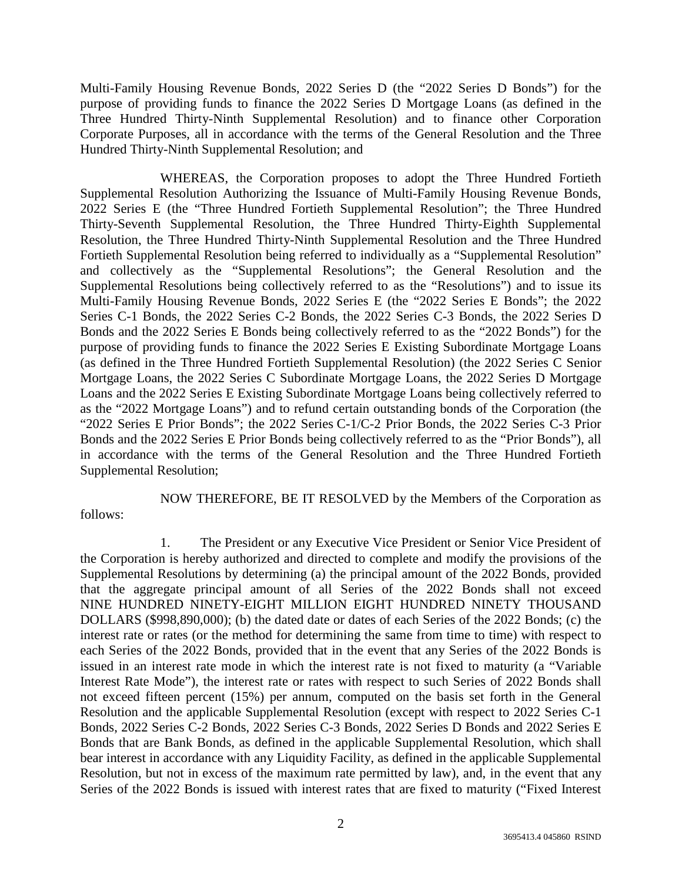Multi-Family Housing Revenue Bonds, 2022 Series D (the "2022 Series D Bonds") for the purpose of providing funds to finance the 2022 Series D Mortgage Loans (as defined in the Three Hundred Thirty-Ninth Supplemental Resolution) and to finance other Corporation Corporate Purposes, all in accordance with the terms of the General Resolution and the Three Hundred Thirty-Ninth Supplemental Resolution; and

WHEREAS, the Corporation proposes to adopt the Three Hundred Fortieth Supplemental Resolution Authorizing the Issuance of Multi-Family Housing Revenue Bonds, 2022 Series E (the "Three Hundred Fortieth Supplemental Resolution"; the Three Hundred Thirty-Seventh Supplemental Resolution, the Three Hundred Thirty-Eighth Supplemental Resolution, the Three Hundred Thirty-Ninth Supplemental Resolution and the Three Hundred Fortieth Supplemental Resolution being referred to individually as a "Supplemental Resolution" and collectively as the "Supplemental Resolutions"; the General Resolution and the Supplemental Resolutions being collectively referred to as the "Resolutions") and to issue its Multi-Family Housing Revenue Bonds, 2022 Series E (the "2022 Series E Bonds"; the 2022 Series C-1 Bonds, the 2022 Series C-2 Bonds, the 2022 Series C-3 Bonds, the 2022 Series D Bonds and the 2022 Series E Bonds being collectively referred to as the "2022 Bonds") for the purpose of providing funds to finance the 2022 Series E Existing Subordinate Mortgage Loans (as defined in the Three Hundred Fortieth Supplemental Resolution) (the 2022 Series C Senior Mortgage Loans, the 2022 Series C Subordinate Mortgage Loans, the 2022 Series D Mortgage Loans and the 2022 Series E Existing Subordinate Mortgage Loans being collectively referred to as the "2022 Mortgage Loans") and to refund certain outstanding bonds of the Corporation (the "2022 Series E Prior Bonds"; the 2022 Series C-1/C-2 Prior Bonds, the 2022 Series C-3 Prior Bonds and the 2022 Series E Prior Bonds being collectively referred to as the "Prior Bonds"), all in accordance with the terms of the General Resolution and the Three Hundred Fortieth Supplemental Resolution;

NOW THEREFORE, BE IT RESOLVED by the Members of the Corporation as follows:

1. The President or any Executive Vice President or Senior Vice President of the Corporation is hereby authorized and directed to complete and modify the provisions of the Supplemental Resolutions by determining (a) the principal amount of the 2022 Bonds, provided that the aggregate principal amount of all Series of the 2022 Bonds shall not exceed NINE HUNDRED NINETY-EIGHT MILLION EIGHT HUNDRED NINETY THOUSAND DOLLARS ($998,890,000); (b) the dated date or dates of each Series of the 2022 Bonds; (c) the interest rate or rates (or the method for determining the same from time to time) with respect to each Series of the 2022 Bonds, provided that in the event that any Series of the 2022 Bonds is issued in an interest rate mode in which the interest rate is not fixed to maturity (a "Variable Interest Rate Mode"), the interest rate or rates with respect to such Series of 2022 Bonds shall not exceed fifteen percent (15%) per annum, computed on the basis set forth in the General Resolution and the applicable Supplemental Resolution (except with respect to 2022 Series C-1 Bonds, 2022 Series C-2 Bonds, 2022 Series C-3 Bonds, 2022 Series D Bonds and 2022 Series E Bonds that are Bank Bonds, as defined in the applicable Supplemental Resolution, which shall bear interest in accordance with any Liquidity Facility, as defined in the applicable Supplemental Resolution, but not in excess of the maximum rate permitted by law), and, in the event that any Series of the 2022 Bonds is issued with interest rates that are fixed to maturity ("Fixed Interest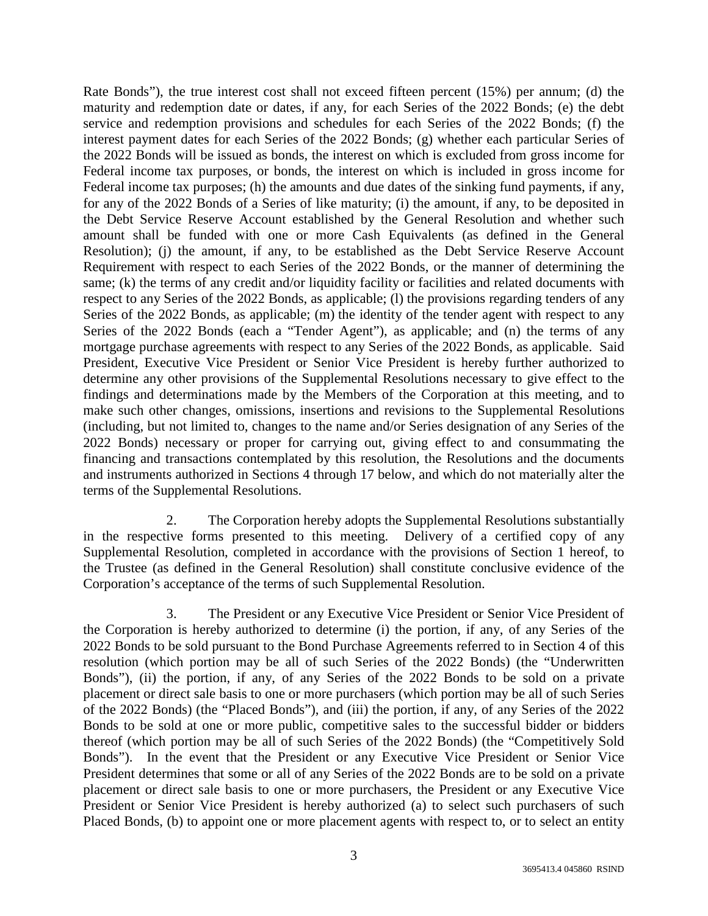Rate Bonds"), the true interest cost shall not exceed fifteen percent (15%) per annum; (d) the maturity and redemption date or dates, if any, for each Series of the 2022 Bonds; (e) the debt service and redemption provisions and schedules for each Series of the 2022 Bonds; (f) the interest payment dates for each Series of the 2022 Bonds; (g) whether each particular Series of the 2022 Bonds will be issued as bonds, the interest on which is excluded from gross income for Federal income tax purposes, or bonds, the interest on which is included in gross income for Federal income tax purposes; (h) the amounts and due dates of the sinking fund payments, if any, for any of the 2022 Bonds of a Series of like maturity; (i) the amount, if any, to be deposited in the Debt Service Reserve Account established by the General Resolution and whether such amount shall be funded with one or more Cash Equivalents (as defined in the General Resolution); (j) the amount, if any, to be established as the Debt Service Reserve Account Requirement with respect to each Series of the 2022 Bonds, or the manner of determining the same; (k) the terms of any credit and/or liquidity facility or facilities and related documents with respect to any Series of the 2022 Bonds, as applicable; (l) the provisions regarding tenders of any Series of the 2022 Bonds, as applicable; (m) the identity of the tender agent with respect to any Series of the 2022 Bonds (each a "Tender Agent"), as applicable; and (n) the terms of any mortgage purchase agreements with respect to any Series of the 2022 Bonds, as applicable. Said President, Executive Vice President or Senior Vice President is hereby further authorized to determine any other provisions of the Supplemental Resolutions necessary to give effect to the findings and determinations made by the Members of the Corporation at this meeting, and to make such other changes, omissions, insertions and revisions to the Supplemental Resolutions (including, but not limited to, changes to the name and/or Series designation of any Series of the 2022 Bonds) necessary or proper for carrying out, giving effect to and consummating the financing and transactions contemplated by this resolution, the Resolutions and the documents and instruments authorized in Sections 4 through 17 below, and which do not materially alter the terms of the Supplemental Resolutions.

2. The Corporation hereby adopts the Supplemental Resolutions substantially in the respective forms presented to this meeting. Delivery of a certified copy of any Supplemental Resolution, completed in accordance with the provisions of Section 1 hereof, to the Trustee (as defined in the General Resolution) shall constitute conclusive evidence of the Corporation's acceptance of the terms of such Supplemental Resolution.

3. The President or any Executive Vice President or Senior Vice President of the Corporation is hereby authorized to determine (i) the portion, if any, of any Series of the 2022 Bonds to be sold pursuant to the Bond Purchase Agreements referred to in Section 4 of this resolution (which portion may be all of such Series of the 2022 Bonds) (the "Underwritten Bonds"), (ii) the portion, if any, of any Series of the 2022 Bonds to be sold on a private placement or direct sale basis to one or more purchasers (which portion may be all of such Series of the 2022 Bonds) (the "Placed Bonds"), and (iii) the portion, if any, of any Series of the 2022 Bonds to be sold at one or more public, competitive sales to the successful bidder or bidders thereof (which portion may be all of such Series of the 2022 Bonds) (the "Competitively Sold Bonds"). In the event that the President or any Executive Vice President or Senior Vice President determines that some or all of any Series of the 2022 Bonds are to be sold on a private placement or direct sale basis to one or more purchasers, the President or any Executive Vice President or Senior Vice President is hereby authorized (a) to select such purchasers of such Placed Bonds, (b) to appoint one or more placement agents with respect to, or to select an entity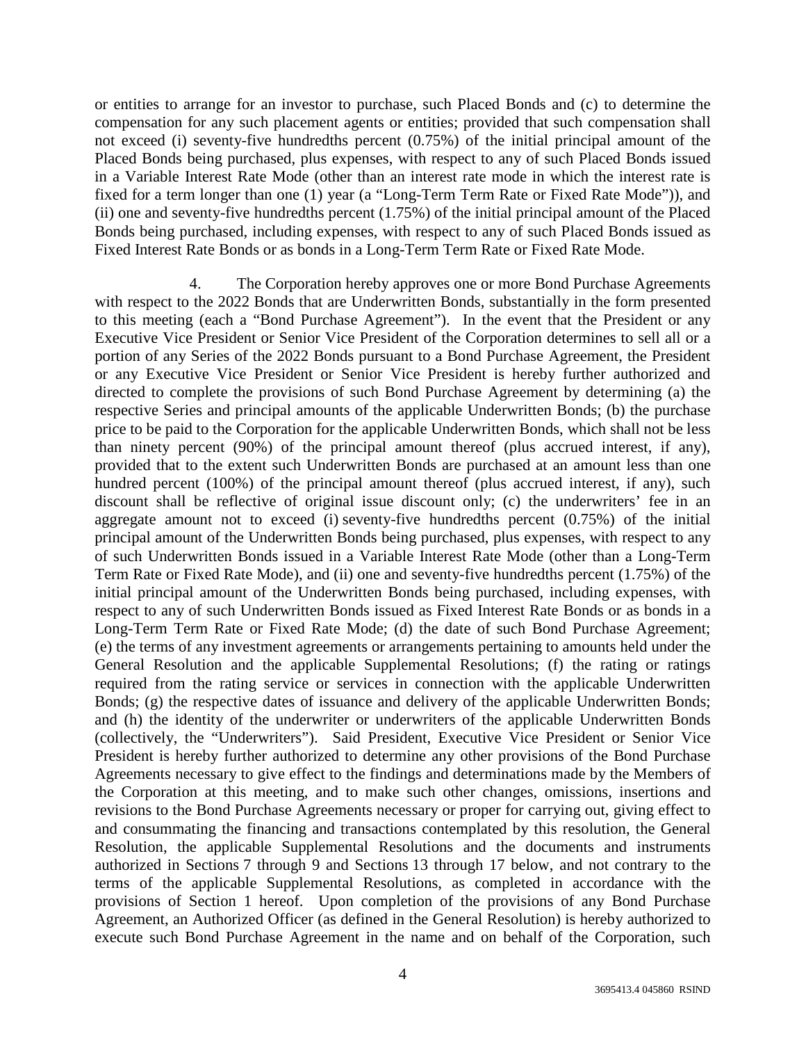or entities to arrange for an investor to purchase, such Placed Bonds and (c) to determine the compensation for any such placement agents or entities; provided that such compensation shall not exceed (i) seventy-five hundredths percent (0.75%) of the initial principal amount of the Placed Bonds being purchased, plus expenses, with respect to any of such Placed Bonds issued in a Variable Interest Rate Mode (other than an interest rate mode in which the interest rate is fixed for a term longer than one (1) year (a "Long-Term Term Rate or Fixed Rate Mode")), and (ii) one and seventy-five hundredths percent (1.75%) of the initial principal amount of the Placed Bonds being purchased, including expenses, with respect to any of such Placed Bonds issued as Fixed Interest Rate Bonds or as bonds in a Long-Term Term Rate or Fixed Rate Mode.

4. The Corporation hereby approves one or more Bond Purchase Agreements with respect to the 2022 Bonds that are Underwritten Bonds, substantially in the form presented to this meeting (each a "Bond Purchase Agreement"). In the event that the President or any Executive Vice President or Senior Vice President of the Corporation determines to sell all or a portion of any Series of the 2022 Bonds pursuant to a Bond Purchase Agreement, the President or any Executive Vice President or Senior Vice President is hereby further authorized and directed to complete the provisions of such Bond Purchase Agreement by determining (a) the respective Series and principal amounts of the applicable Underwritten Bonds; (b) the purchase price to be paid to the Corporation for the applicable Underwritten Bonds, which shall not be less than ninety percent (90%) of the principal amount thereof (plus accrued interest, if any), provided that to the extent such Underwritten Bonds are purchased at an amount less than one hundred percent (100%) of the principal amount thereof (plus accrued interest, if any), such discount shall be reflective of original issue discount only; (c) the underwriters' fee in an aggregate amount not to exceed (i) seventy-five hundredths percent (0.75%) of the initial principal amount of the Underwritten Bonds being purchased, plus expenses, with respect to any of such Underwritten Bonds issued in a Variable Interest Rate Mode (other than a Long-Term Term Rate or Fixed Rate Mode), and (ii) one and seventy-five hundredths percent (1.75%) of the initial principal amount of the Underwritten Bonds being purchased, including expenses, with respect to any of such Underwritten Bonds issued as Fixed Interest Rate Bonds or as bonds in a Long-Term Term Rate or Fixed Rate Mode; (d) the date of such Bond Purchase Agreement; (e) the terms of any investment agreements or arrangements pertaining to amounts held under the General Resolution and the applicable Supplemental Resolutions; (f) the rating or ratings required from the rating service or services in connection with the applicable Underwritten Bonds; (g) the respective dates of issuance and delivery of the applicable Underwritten Bonds; and (h) the identity of the underwriter or underwriters of the applicable Underwritten Bonds (collectively, the "Underwriters"). Said President, Executive Vice President or Senior Vice President is hereby further authorized to determine any other provisions of the Bond Purchase Agreements necessary to give effect to the findings and determinations made by the Members of the Corporation at this meeting, and to make such other changes, omissions, insertions and revisions to the Bond Purchase Agreements necessary or proper for carrying out, giving effect to and consummating the financing and transactions contemplated by this resolution, the General Resolution, the applicable Supplemental Resolutions and the documents and instruments authorized in Sections 7 through 9 and Sections 13 through 17 below, and not contrary to the terms of the applicable Supplemental Resolutions, as completed in accordance with the provisions of Section 1 hereof. Upon completion of the provisions of any Bond Purchase Agreement, an Authorized Officer (as defined in the General Resolution) is hereby authorized to execute such Bond Purchase Agreement in the name and on behalf of the Corporation, such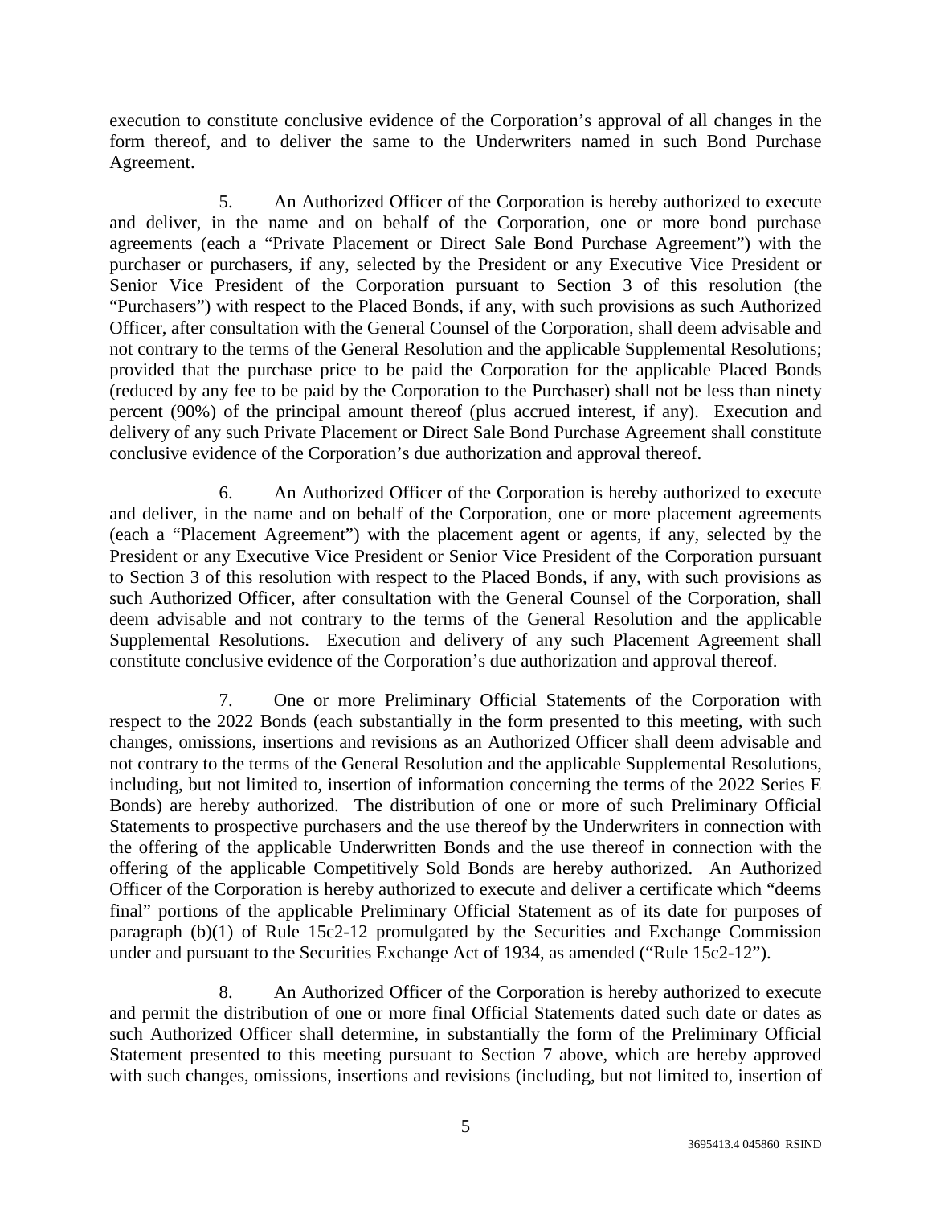execution to constitute conclusive evidence of the Corporation's approval of all changes in the form thereof, and to deliver the same to the Underwriters named in such Bond Purchase Agreement.

5. An Authorized Officer of the Corporation is hereby authorized to execute and deliver, in the name and on behalf of the Corporation, one or more bond purchase agreements (each a "Private Placement or Direct Sale Bond Purchase Agreement") with the purchaser or purchasers, if any, selected by the President or any Executive Vice President or Senior Vice President of the Corporation pursuant to Section 3 of this resolution (the "Purchasers") with respect to the Placed Bonds, if any, with such provisions as such Authorized Officer, after consultation with the General Counsel of the Corporation, shall deem advisable and not contrary to the terms of the General Resolution and the applicable Supplemental Resolutions; provided that the purchase price to be paid the Corporation for the applicable Placed Bonds (reduced by any fee to be paid by the Corporation to the Purchaser) shall not be less than ninety percent (90%) of the principal amount thereof (plus accrued interest, if any). Execution and delivery of any such Private Placement or Direct Sale Bond Purchase Agreement shall constitute conclusive evidence of the Corporation's due authorization and approval thereof.

6. An Authorized Officer of the Corporation is hereby authorized to execute and deliver, in the name and on behalf of the Corporation, one or more placement agreements (each a "Placement Agreement") with the placement agent or agents, if any, selected by the President or any Executive Vice President or Senior Vice President of the Corporation pursuant to Section 3 of this resolution with respect to the Placed Bonds, if any, with such provisions as such Authorized Officer, after consultation with the General Counsel of the Corporation, shall deem advisable and not contrary to the terms of the General Resolution and the applicable Supplemental Resolutions. Execution and delivery of any such Placement Agreement shall constitute conclusive evidence of the Corporation's due authorization and approval thereof.

7. One or more Preliminary Official Statements of the Corporation with respect to the 2022 Bonds (each substantially in the form presented to this meeting, with such changes, omissions, insertions and revisions as an Authorized Officer shall deem advisable and not contrary to the terms of the General Resolution and the applicable Supplemental Resolutions, including, but not limited to, insertion of information concerning the terms of the 2022 Series E Bonds) are hereby authorized. The distribution of one or more of such Preliminary Official Statements to prospective purchasers and the use thereof by the Underwriters in connection with the offering of the applicable Underwritten Bonds and the use thereof in connection with the offering of the applicable Competitively Sold Bonds are hereby authorized. An Authorized Officer of the Corporation is hereby authorized to execute and deliver a certificate which "deems final" portions of the applicable Preliminary Official Statement as of its date for purposes of paragraph (b)(1) of Rule 15c2-12 promulgated by the Securities and Exchange Commission under and pursuant to the Securities Exchange Act of 1934, as amended ("Rule 15c2-12").

8. An Authorized Officer of the Corporation is hereby authorized to execute and permit the distribution of one or more final Official Statements dated such date or dates as such Authorized Officer shall determine, in substantially the form of the Preliminary Official Statement presented to this meeting pursuant to Section 7 above, which are hereby approved with such changes, omissions, insertions and revisions (including, but not limited to, insertion of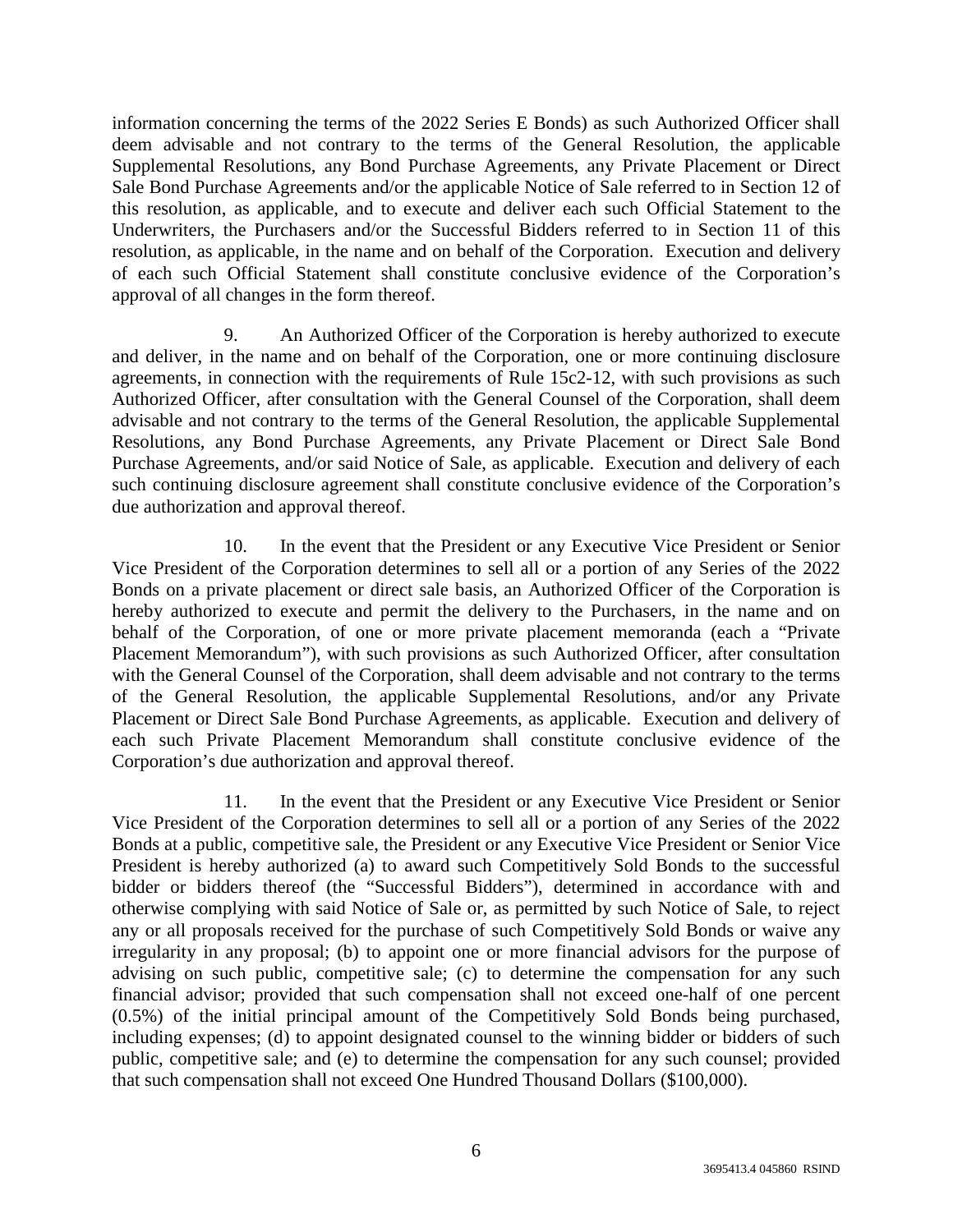information concerning the terms of the 2022 Series E Bonds) as such Authorized Officer shall deem advisable and not contrary to the terms of the General Resolution, the applicable Supplemental Resolutions, any Bond Purchase Agreements, any Private Placement or Direct Sale Bond Purchase Agreements and/or the applicable Notice of Sale referred to in Section 12 of this resolution, as applicable, and to execute and deliver each such Official Statement to the Underwriters, the Purchasers and/or the Successful Bidders referred to in Section 11 of this resolution, as applicable, in the name and on behalf of the Corporation. Execution and delivery of each such Official Statement shall constitute conclusive evidence of the Corporation's approval of all changes in the form thereof.

9. An Authorized Officer of the Corporation is hereby authorized to execute and deliver, in the name and on behalf of the Corporation, one or more continuing disclosure agreements, in connection with the requirements of Rule 15c2-12, with such provisions as such Authorized Officer, after consultation with the General Counsel of the Corporation, shall deem advisable and not contrary to the terms of the General Resolution, the applicable Supplemental Resolutions, any Bond Purchase Agreements, any Private Placement or Direct Sale Bond Purchase Agreements, and/or said Notice of Sale, as applicable. Execution and delivery of each such continuing disclosure agreement shall constitute conclusive evidence of the Corporation's due authorization and approval thereof.

10. In the event that the President or any Executive Vice President or Senior Vice President of the Corporation determines to sell all or a portion of any Series of the 2022 Bonds on a private placement or direct sale basis, an Authorized Officer of the Corporation is hereby authorized to execute and permit the delivery to the Purchasers, in the name and on behalf of the Corporation, of one or more private placement memoranda (each a "Private Placement Memorandum"), with such provisions as such Authorized Officer, after consultation with the General Counsel of the Corporation, shall deem advisable and not contrary to the terms of the General Resolution, the applicable Supplemental Resolutions, and/or any Private Placement or Direct Sale Bond Purchase Agreements, as applicable. Execution and delivery of each such Private Placement Memorandum shall constitute conclusive evidence of the Corporation's due authorization and approval thereof.

11. In the event that the President or any Executive Vice President or Senior Vice President of the Corporation determines to sell all or a portion of any Series of the 2022 Bonds at a public, competitive sale, the President or any Executive Vice President or Senior Vice President is hereby authorized (a) to award such Competitively Sold Bonds to the successful bidder or bidders thereof (the "Successful Bidders"), determined in accordance with and otherwise complying with said Notice of Sale or, as permitted by such Notice of Sale, to reject any or all proposals received for the purchase of such Competitively Sold Bonds or waive any irregularity in any proposal; (b) to appoint one or more financial advisors for the purpose of advising on such public, competitive sale; (c) to determine the compensation for any such financial advisor; provided that such compensation shall not exceed one-half of one percent (0.5%) of the initial principal amount of the Competitively Sold Bonds being purchased, including expenses; (d) to appoint designated counsel to the winning bidder or bidders of such public, competitive sale; and (e) to determine the compensation for any such counsel; provided that such compensation shall not exceed One Hundred Thousand Dollars ($100,000).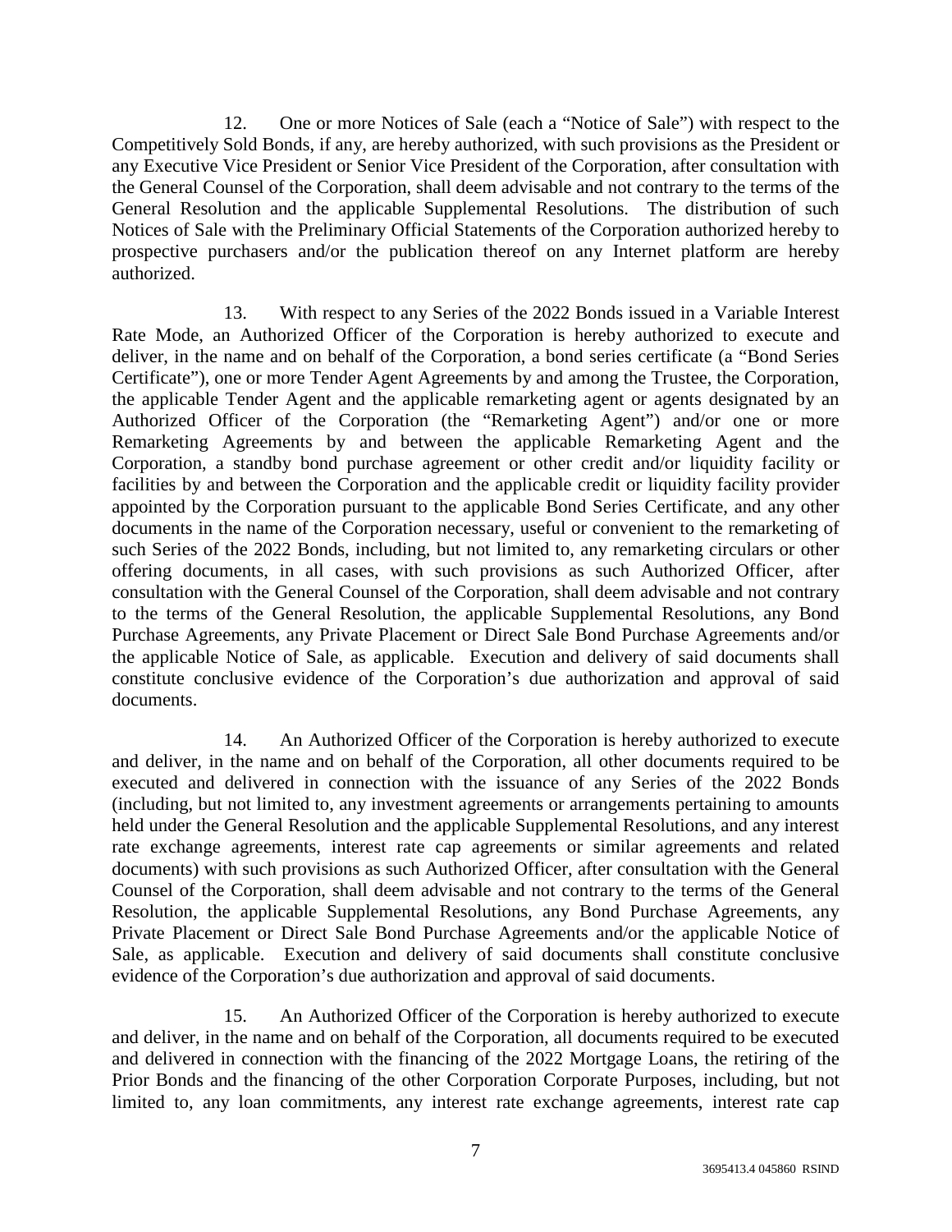12. One or more Notices of Sale (each a "Notice of Sale") with respect to the Competitively Sold Bonds, if any, are hereby authorized, with such provisions as the President or any Executive Vice President or Senior Vice President of the Corporation, after consultation with the General Counsel of the Corporation, shall deem advisable and not contrary to the terms of the General Resolution and the applicable Supplemental Resolutions. The distribution of such Notices of Sale with the Preliminary Official Statements of the Corporation authorized hereby to prospective purchasers and/or the publication thereof on any Internet platform are hereby authorized.

13. With respect to any Series of the 2022 Bonds issued in a Variable Interest Rate Mode, an Authorized Officer of the Corporation is hereby authorized to execute and deliver, in the name and on behalf of the Corporation, a bond series certificate (a "Bond Series Certificate"), one or more Tender Agent Agreements by and among the Trustee, the Corporation, the applicable Tender Agent and the applicable remarketing agent or agents designated by an Authorized Officer of the Corporation (the "Remarketing Agent") and/or one or more Remarketing Agreements by and between the applicable Remarketing Agent and the Corporation, a standby bond purchase agreement or other credit and/or liquidity facility or facilities by and between the Corporation and the applicable credit or liquidity facility provider appointed by the Corporation pursuant to the applicable Bond Series Certificate, and any other documents in the name of the Corporation necessary, useful or convenient to the remarketing of such Series of the 2022 Bonds, including, but not limited to, any remarketing circulars or other offering documents, in all cases, with such provisions as such Authorized Officer, after consultation with the General Counsel of the Corporation, shall deem advisable and not contrary to the terms of the General Resolution, the applicable Supplemental Resolutions, any Bond Purchase Agreements, any Private Placement or Direct Sale Bond Purchase Agreements and/or the applicable Notice of Sale, as applicable. Execution and delivery of said documents shall constitute conclusive evidence of the Corporation's due authorization and approval of said documents.

14. An Authorized Officer of the Corporation is hereby authorized to execute and deliver, in the name and on behalf of the Corporation, all other documents required to be executed and delivered in connection with the issuance of any Series of the 2022 Bonds (including, but not limited to, any investment agreements or arrangements pertaining to amounts held under the General Resolution and the applicable Supplemental Resolutions, and any interest rate exchange agreements, interest rate cap agreements or similar agreements and related documents) with such provisions as such Authorized Officer, after consultation with the General Counsel of the Corporation, shall deem advisable and not contrary to the terms of the General Resolution, the applicable Supplemental Resolutions, any Bond Purchase Agreements, any Private Placement or Direct Sale Bond Purchase Agreements and/or the applicable Notice of Sale, as applicable. Execution and delivery of said documents shall constitute conclusive evidence of the Corporation's due authorization and approval of said documents.

15. An Authorized Officer of the Corporation is hereby authorized to execute and deliver, in the name and on behalf of the Corporation, all documents required to be executed and delivered in connection with the financing of the 2022 Mortgage Loans, the retiring of the Prior Bonds and the financing of the other Corporation Corporate Purposes, including, but not limited to, any loan commitments, any interest rate exchange agreements, interest rate cap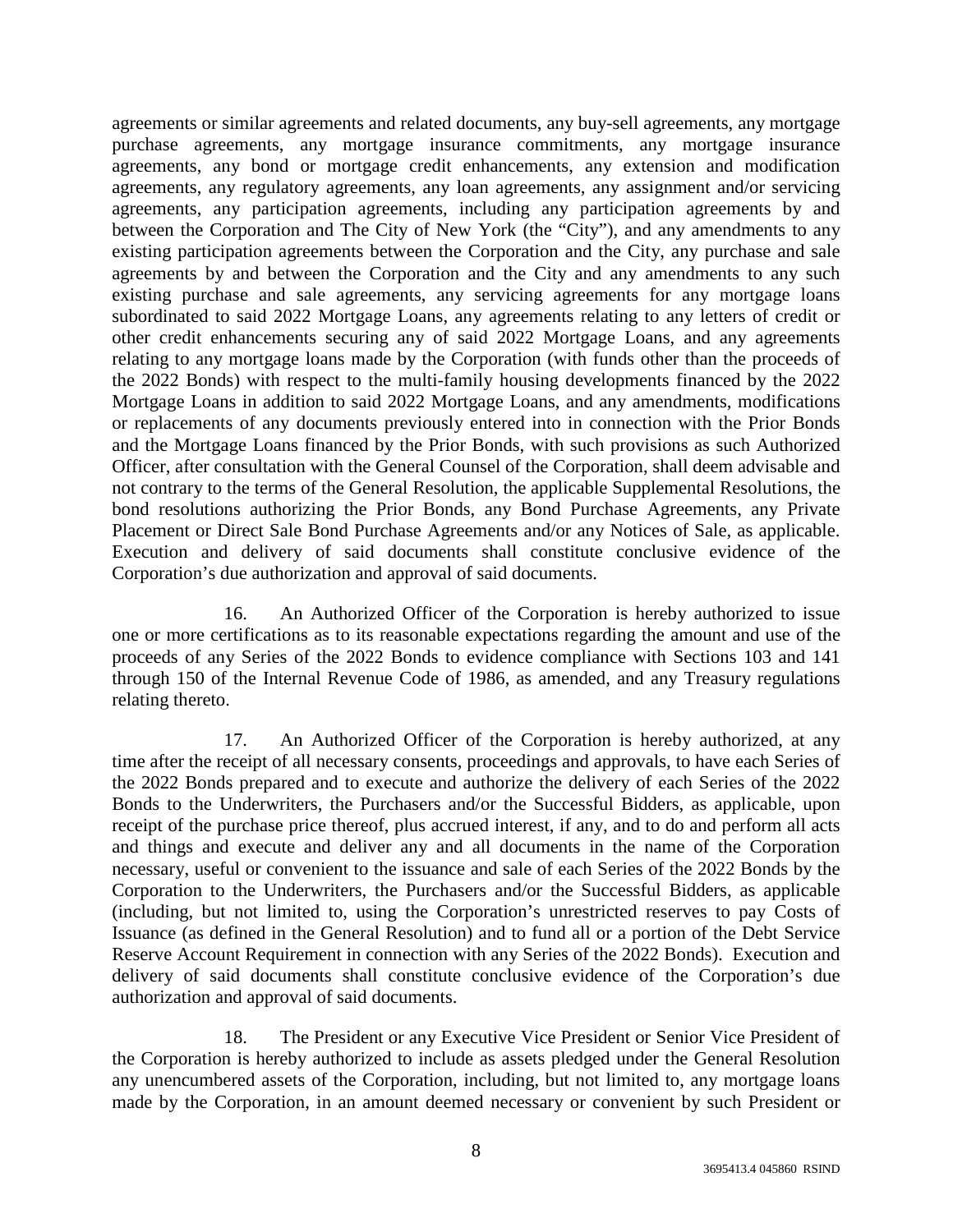agreements or similar agreements and related documents, any buy-sell agreements, any mortgage purchase agreements, any mortgage insurance commitments, any mortgage insurance agreements, any bond or mortgage credit enhancements, any extension and modification agreements, any regulatory agreements, any loan agreements, any assignment and/or servicing agreements, any participation agreements, including any participation agreements by and between the Corporation and The City of New York (the "City"), and any amendments to any existing participation agreements between the Corporation and the City, any purchase and sale agreements by and between the Corporation and the City and any amendments to any such existing purchase and sale agreements, any servicing agreements for any mortgage loans subordinated to said 2022 Mortgage Loans, any agreements relating to any letters of credit or other credit enhancements securing any of said 2022 Mortgage Loans, and any agreements relating to any mortgage loans made by the Corporation (with funds other than the proceeds of the 2022 Bonds) with respect to the multi-family housing developments financed by the 2022 Mortgage Loans in addition to said 2022 Mortgage Loans, and any amendments, modifications or replacements of any documents previously entered into in connection with the Prior Bonds and the Mortgage Loans financed by the Prior Bonds, with such provisions as such Authorized Officer, after consultation with the General Counsel of the Corporation, shall deem advisable and not contrary to the terms of the General Resolution, the applicable Supplemental Resolutions, the bond resolutions authorizing the Prior Bonds, any Bond Purchase Agreements, any Private Placement or Direct Sale Bond Purchase Agreements and/or any Notices of Sale, as applicable. Execution and delivery of said documents shall constitute conclusive evidence of the Corporation's due authorization and approval of said documents.

16. An Authorized Officer of the Corporation is hereby authorized to issue one or more certifications as to its reasonable expectations regarding the amount and use of the proceeds of any Series of the 2022 Bonds to evidence compliance with Sections 103 and 141 through 150 of the Internal Revenue Code of 1986, as amended, and any Treasury regulations relating thereto.

17. An Authorized Officer of the Corporation is hereby authorized, at any time after the receipt of all necessary consents, proceedings and approvals, to have each Series of the 2022 Bonds prepared and to execute and authorize the delivery of each Series of the 2022 Bonds to the Underwriters, the Purchasers and/or the Successful Bidders, as applicable, upon receipt of the purchase price thereof, plus accrued interest, if any, and to do and perform all acts and things and execute and deliver any and all documents in the name of the Corporation necessary, useful or convenient to the issuance and sale of each Series of the 2022 Bonds by the Corporation to the Underwriters, the Purchasers and/or the Successful Bidders, as applicable (including, but not limited to, using the Corporation's unrestricted reserves to pay Costs of Issuance (as defined in the General Resolution) and to fund all or a portion of the Debt Service Reserve Account Requirement in connection with any Series of the 2022 Bonds). Execution and delivery of said documents shall constitute conclusive evidence of the Corporation's due authorization and approval of said documents.

18. The President or any Executive Vice President or Senior Vice President of the Corporation is hereby authorized to include as assets pledged under the General Resolution any unencumbered assets of the Corporation, including, but not limited to, any mortgage loans made by the Corporation, in an amount deemed necessary or convenient by such President or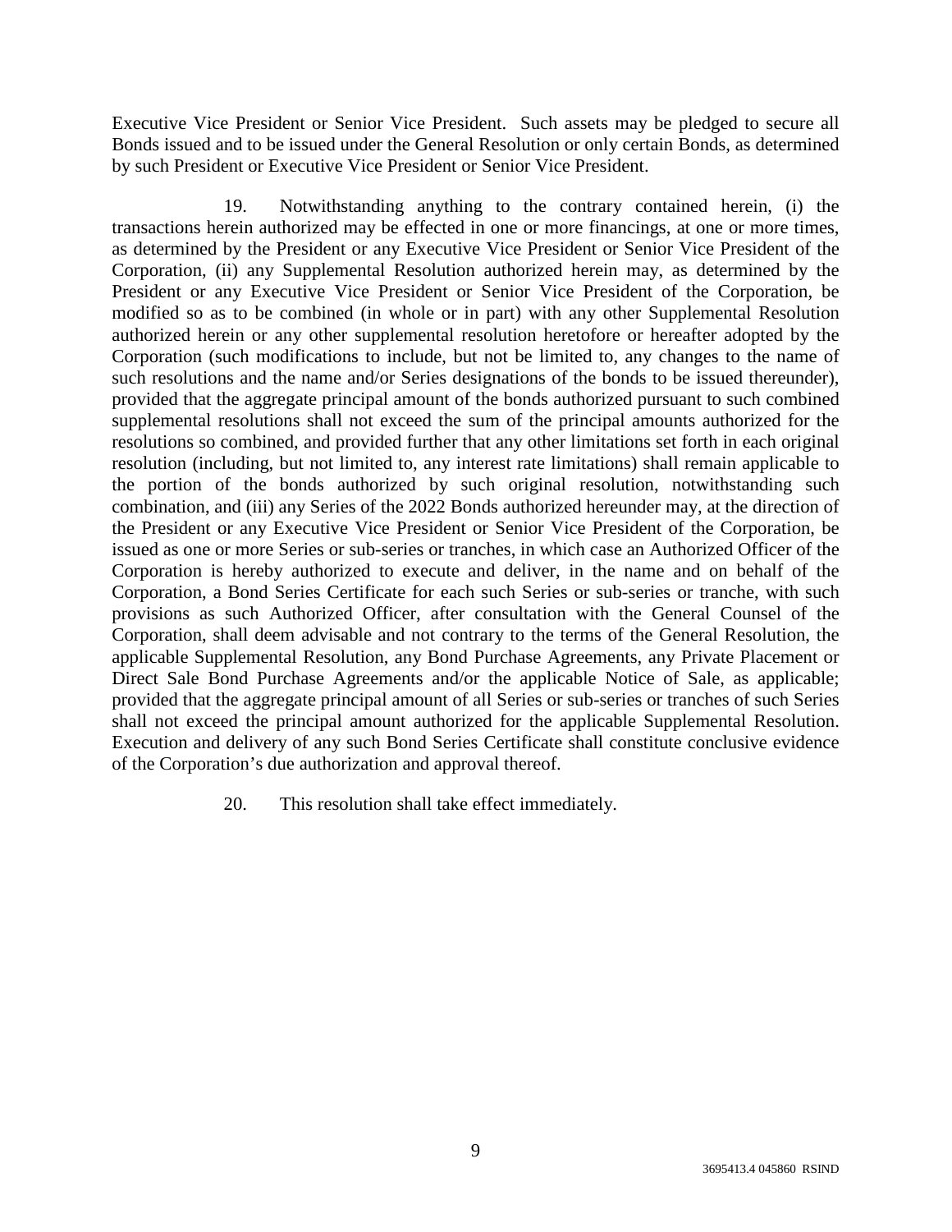Executive Vice President or Senior Vice President. Such assets may be pledged to secure all Bonds issued and to be issued under the General Resolution or only certain Bonds, as determined by such President or Executive Vice President or Senior Vice President.

19. Notwithstanding anything to the contrary contained herein, (i) the transactions herein authorized may be effected in one or more financings, at one or more times, as determined by the President or any Executive Vice President or Senior Vice President of the Corporation, (ii) any Supplemental Resolution authorized herein may, as determined by the President or any Executive Vice President or Senior Vice President of the Corporation, be modified so as to be combined (in whole or in part) with any other Supplemental Resolution authorized herein or any other supplemental resolution heretofore or hereafter adopted by the Corporation (such modifications to include, but not be limited to, any changes to the name of such resolutions and the name and/or Series designations of the bonds to be issued thereunder), provided that the aggregate principal amount of the bonds authorized pursuant to such combined supplemental resolutions shall not exceed the sum of the principal amounts authorized for the resolutions so combined, and provided further that any other limitations set forth in each original resolution (including, but not limited to, any interest rate limitations) shall remain applicable to the portion of the bonds authorized by such original resolution, notwithstanding such combination, and (iii) any Series of the 2022 Bonds authorized hereunder may, at the direction of the President or any Executive Vice President or Senior Vice President of the Corporation, be issued as one or more Series or sub-series or tranches, in which case an Authorized Officer of the Corporation is hereby authorized to execute and deliver, in the name and on behalf of the Corporation, a Bond Series Certificate for each such Series or sub-series or tranche, with such provisions as such Authorized Officer, after consultation with the General Counsel of the Corporation, shall deem advisable and not contrary to the terms of the General Resolution, the applicable Supplemental Resolution, any Bond Purchase Agreements, any Private Placement or Direct Sale Bond Purchase Agreements and/or the applicable Notice of Sale, as applicable; provided that the aggregate principal amount of all Series or sub-series or tranches of such Series shall not exceed the principal amount authorized for the applicable Supplemental Resolution. Execution and delivery of any such Bond Series Certificate shall constitute conclusive evidence of the Corporation's due authorization and approval thereof.

20. This resolution shall take effect immediately.